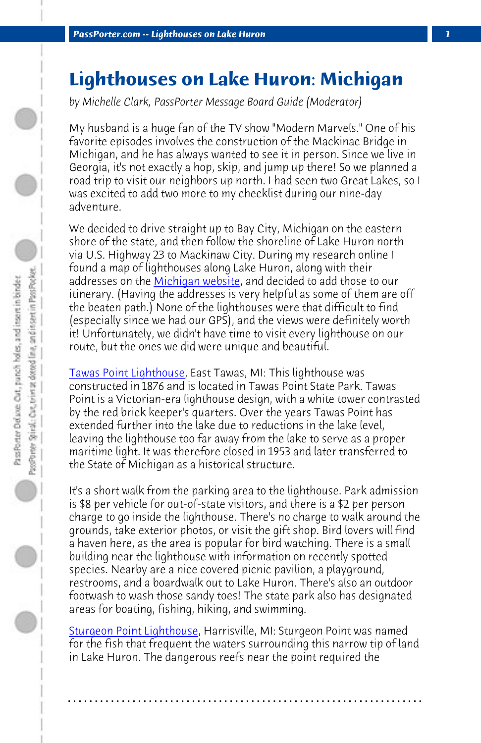# Lighthouses on Lake Huron: Michigan

*by Michelle Clark, PassPorter Message Board Guide (Moderator)*

My husband is a huge fan of the TV show "Modern Marvels." One of his favorite episodes involves the construction of the Mackinac Bridge in Michigan, and he has always wanted to see it in person. Since we live in Georgia, it's not exactly a hop, skip, and jump up there! So we planned a road trip to visit our neighbors up north. I had seen two Great Lakes, so I was excited to add two more to my checklist during our nine-day adventure.

We decided to drive straight up to Bay City, Michigan on the eastern shore of the state, and then follow the shoreline of Lake Huron north via U.S. Highway 23 to Mackinaw City. During my research online I found a map of lighthouses along Lake Huron, along with their addresses on the Michigan website, and decided to add those to our itinerary. (Having the addresses is very helpful as some of them are off the beaten path.) None of the lighthouses were that difficult to find (especially since we had our GPS), and the views were definitely worth it! Unfortunately, we didn't have time to visit every lighthouse on our route, but the ones we did were unique and beautiful.

Tawas Point Lighthouse, East Tawas, MI: This lighthouse was constructed in 1876 and is located in Tawas Point State Park. Tawas Point is a Victorian-era lighthouse design, with a white tower contrasted by the red brick keeper's quarters. Over the years Tawas Point has extended further into the lake due to reductions in the lake level, leaving the lighthouse too far away from the lake to serve as a proper maritime light. It was therefore closed in 1953 and later transferred to the State of Michigan as a historical structure.

It's a short walk from the parking area to the lighthouse. Park admission is $8 per vehicle for out-of-state visitors, and there is a $2 per person charge to go inside the lighthouse. There's no charge to walk around the grounds, take exterior photos, or visit the gift shop. Bird lovers will find a haven here, as the area is popular for bird watching. There is a small building near the lighthouse with information on recently spotted species. Nearby are a nice covered picnic pavilion, a playground, restrooms, and a boardwalk out to Lake Huron. There's also an outdoor footwash to wash those sandy toes! The state park also has designated areas for boating, fishing, hiking, and swimming.

Sturgeon Point Lighthouse, Harrisville, MI: Sturgeon Point was named for the fish that frequent the waters surrounding this narrow tip of land in Lake Huron. The dangerous reefs near the point required the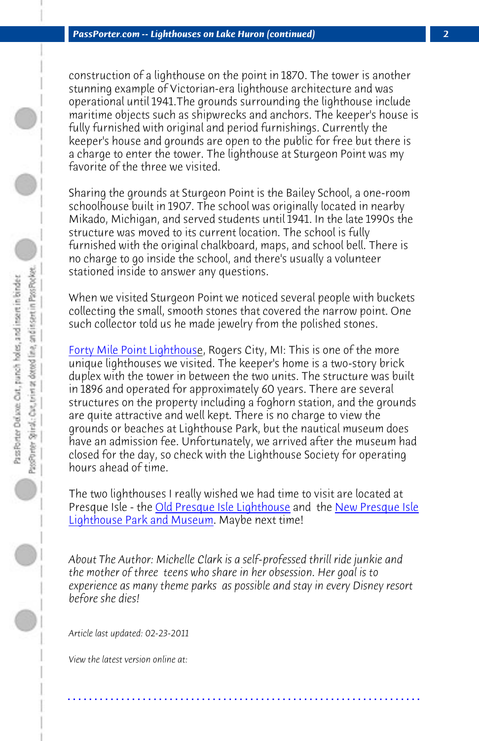construction of a lighthouse on the point in 1870. The tower is another stunning example of Victorian-era lighthouse architecture and was operational until 1941.The grounds surrounding the lighthouse include maritime objects such as shipwrecks and anchors. The keeper's house is fully furnished with original and period furnishings. Currently the keeper's house and grounds are open to the public for free but there is a charge to enter the tower. The lighthouse at Sturgeon Point was my favorite of the three we visited.

Sharing the grounds at Sturgeon Point is the Bailey School, a one-room schoolhouse built in 1907. The school was originally located in nearby Mikado, Michigan, and served students until 1941. In the late 1990s the structure was moved to its current location. The school is fully furnished with the original chalkboard, maps, and school bell. There is no charge to go inside the school, and there's usually a volunteer stationed inside to answer any questions.

When we visited Sturgeon Point we noticed several people with buckets collecting the small, smooth stones that covered the narrow point. One such collector told us he made jewelry from the polished stones.

Forty Mile Point Lighthouse, Rogers City, MI: This is one of the more unique lighthouses we visited. The keeper's home is a two-story brick duplex with the tower in between the two units. The structure was built in 1896 and operated for approximately 60 years. There are several structures on the property including a foghorn station, and the grounds are quite attractive and well kept. There is no charge to view the grounds or beaches at Lighthouse Park, but the nautical museum does have an admission fee. Unfortunately, we arrived after the museum had closed for the day, so check with the Lighthouse Society for operating hours ahead of time.

The two lighthouses I really wished we had time to visit are located at Presque Isle - the Old Presque Isle Lighthouse and the New Presque Isle Lighthouse Park and Museum. Maybe next time!

*About The Author: Michelle Clark is a self-professed thrill ride junkie and the mother of three teens who share in her obsession. Her goal is to experience as many theme parks as possible and stay in every Disney resort before she dies!*

*Article last updated: 02-23-2011*

*View the latest version online at:*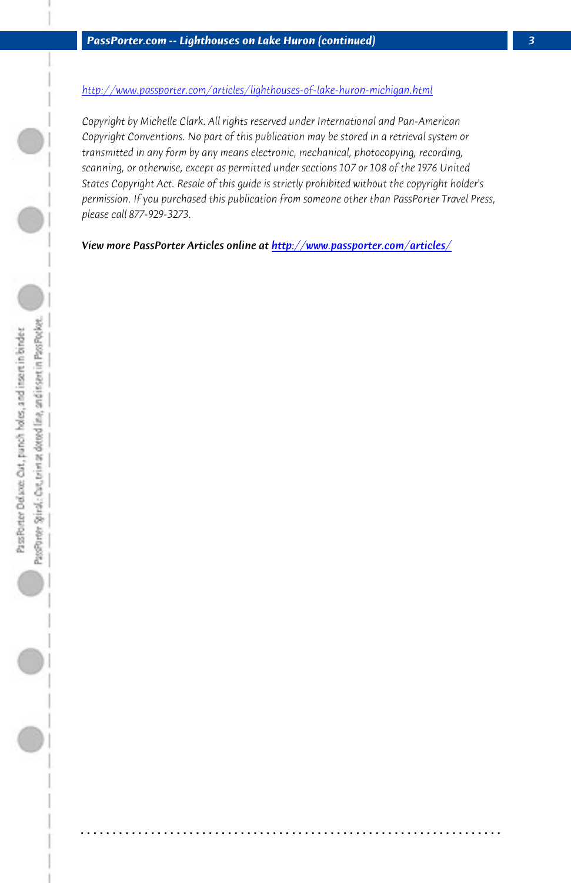*http://www.passporter.com/articles/lighthouses-of-lake-huron-michigan.html*

*Copyright by Michelle Clark. All rights reserved under International and Pan-American Copyright Conventions. No part of this publication may be stored in a retrieval system or transmitted in any form by any means electronic, mechanical, photocopying, recording, scanning, or otherwise, except as permitted under sections 107 or 108 of the 1976 United States Copyright Act. Resale of this guide is strictly prohibited without the copyright holder's permission. If you purchased this publication from someone other than PassPorter Travel Press, please call 877-929-3273.*

**View more PassPorter Articles online at http://www.passporter.com/articles/**